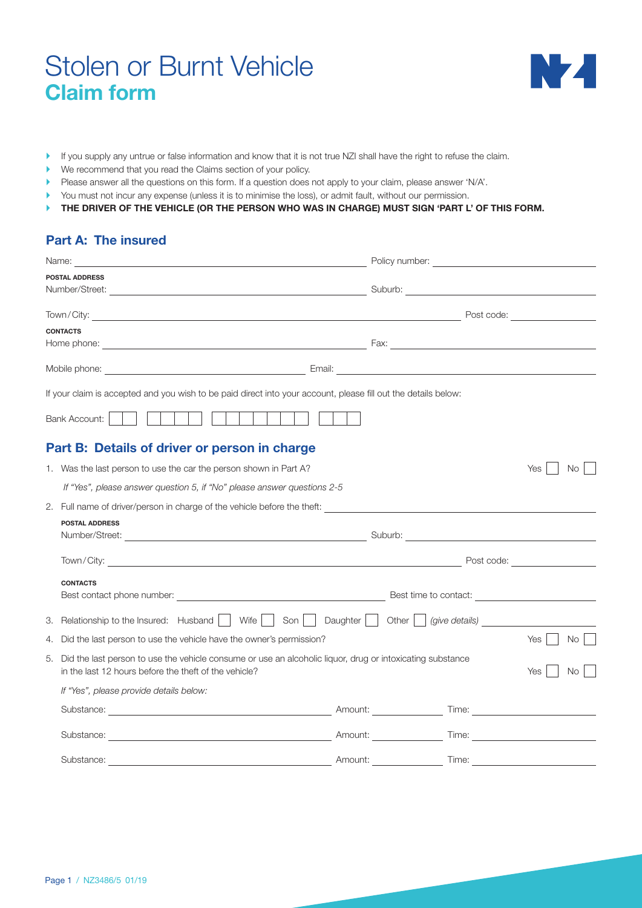# Stolen or Burnt Vehicle
## Claim form

- If you supply any untrue or false information and know that it is not true NZI shall have the right to refuse the claim.
- We recommend that you read the Claims section of your policy.
- Please answer all the questions on this form. If a question does not apply to your claim, please answer 'N/A'.
- You must not incur any expense (unless it is to minimise the loss), or admit fault, without our permission.
- **THE DRIVER OF THE VEHICLE (OR THE PERSON WHO WAS IN CHARGE) MUST SIGN 'PART L' OF THIS FORM.**

## Part A: The insured

Name: \_\_\_\_\_\_\_\_\_\_ Policy number: \_\_\_\_\_\_\_\_\_\_

**POSTAL ADDRESS**

Number/Street: \_\_\_\_\_\_\_\_\_\_ Suburb: \_\_\_\_\_\_\_\_\_\_

Town/City: \_\_\_\_\_\_\_\_\_\_ Post code: \_\_\_\_\_\_\_\_\_\_

**CONTACTS**

Home phone: \_\_\_\_\_\_\_\_\_\_ Fax: \_\_\_\_\_\_\_\_\_\_

Mobile phone: \_\_\_\_\_\_\_\_\_\_ Email: \_\_\_\_\_\_\_\_\_\_

If your claim is accepted and you wish to be paid direct into your account, please fill out the details below:

Bank Account: ☐☐ ☐☐☐☐ ☐☐☐☐☐☐☐ ☐☐☐

## Part B: Details of driver or person in charge

1. Was the last person to use the car the person shown in Part A? Yes ☐ No ☐

   *If "Yes", please answer question 5, if "No" please answer questions 2-5*

2. Full name of driver/person in charge of the vehicle before the theft: \_\_\_\_\_\_\_\_\_\_

   **POSTAL ADDRESS**

   Number/Street: \_\_\_\_\_\_\_\_\_\_ Suburb: \_\_\_\_\_\_\_\_\_\_

   Town/City: \_\_\_\_\_\_\_\_\_\_ Post code: \_\_\_\_\_\_\_\_\_\_

   **CONTACTS**

   Best contact phone number: \_\_\_\_\_\_\_\_\_\_ Best time to contact: \_\_\_\_\_\_\_\_\_\_

3. Relationship to the Insured: Husband ☐ Wife ☐ Son ☐ Daughter ☐ Other ☐ *(give details)* \_\_\_\_\_\_\_\_\_\_

4. Did the last person to use the vehicle have the owner's permission? Yes ☐ No ☐

5. Did the last person to use the vehicle consume or use an alcoholic liquor, drug or intoxicating substance in the last 12 hours before the theft of the vehicle? Yes ☐ No ☐

   *If "Yes", please provide details below:*

   Substance: \_\_\_\_\_\_\_\_\_\_ Amount: \_\_\_\_\_\_\_\_\_\_ Time: \_\_\_\_\_\_\_\_\_\_

   Substance: \_\_\_\_\_\_\_\_\_\_ Amount: \_\_\_\_\_\_\_\_\_\_ Time: \_\_\_\_\_\_\_\_\_\_

   Substance: \_\_\_\_\_\_\_\_\_\_ Amount: \_\_\_\_\_\_\_\_\_\_ Time: \_\_\_\_\_\_\_\_\_\_

NZ3486/5 01/19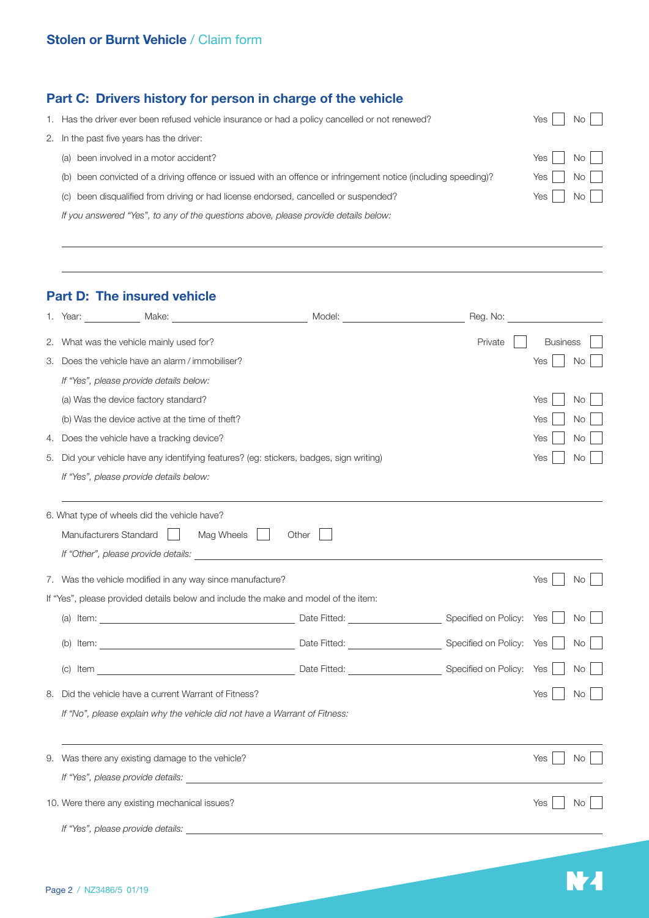## Part C: Drivers history for person in charge of the vehicle

1. Has the driver ever been refused vehicle insurance or had a policy cancelled or not renewed? Yes ☐ No ☐
2. In the past five years has the driver:
   (a) been involved in a motor accident? Yes ☐ No ☐
   (b) been convicted of a driving offence or issued with an offence or infringement notice (including speeding)? Yes ☐ No ☐
   (c) been disqualified from driving or had license endorsed, cancelled or suspended? Yes ☐ No ☐

   *If you answered "Yes", to any of the questions above, please provide details below:*

   ______________________________________________

   ______________________________________________

## Part D: The insured vehicle

1. Year: __________ Make: __________ Model: __________ Reg. No: __________
2. What was the vehicle mainly used for? Private ☐ Business ☐
3. Does the vehicle have an alarm / immobiliser? Yes ☐ No ☐

   *If "Yes", please provide details below:*

   (a) Was the device factory standard? Yes ☐ No ☐
   (b) Was the device active at the time of theft? Yes ☐ No ☐
4. Does the vehicle have a tracking device? Yes ☐ No ☐
5. Did your vehicle have any identifying features? (eg: stickers, badges, sign writing) Yes ☐ No ☐

   *If "Yes", please provide details below:*

   ______________________________________________

6. What type of wheels did the vehicle have?

   Manufacturers Standard ☐ Mag Wheels ☐ Other ☐

   *If "Other", please provide details:* __________

7. Was the vehicle modified in any way since manufacture? Yes ☐ No ☐

If "Yes", please provided details below and include the make and model of the item:

(a) Item: __________ Date Fitted: __________ Specified on Policy: Yes ☐ No ☐

(b) Item: __________ Date Fitted: __________ Specified on Policy: Yes ☐ No ☐

(c) Item __________ Date Fitted: __________ Specified on Policy: Yes ☐ No ☐

8. Did the vehicle have a current Warrant of Fitness? Yes ☐ No ☐

   *If "No", please explain why the vehicle did not have a Warrant of Fitness:*

   ______________________________________________

9. Was there any existing damage to the vehicle? Yes ☐ No ☐

   *If "Yes", please provide details:* __________

10. Were there any existing mechanical issues? Yes ☐ No ☐

    *If "Yes", please provide details:* __________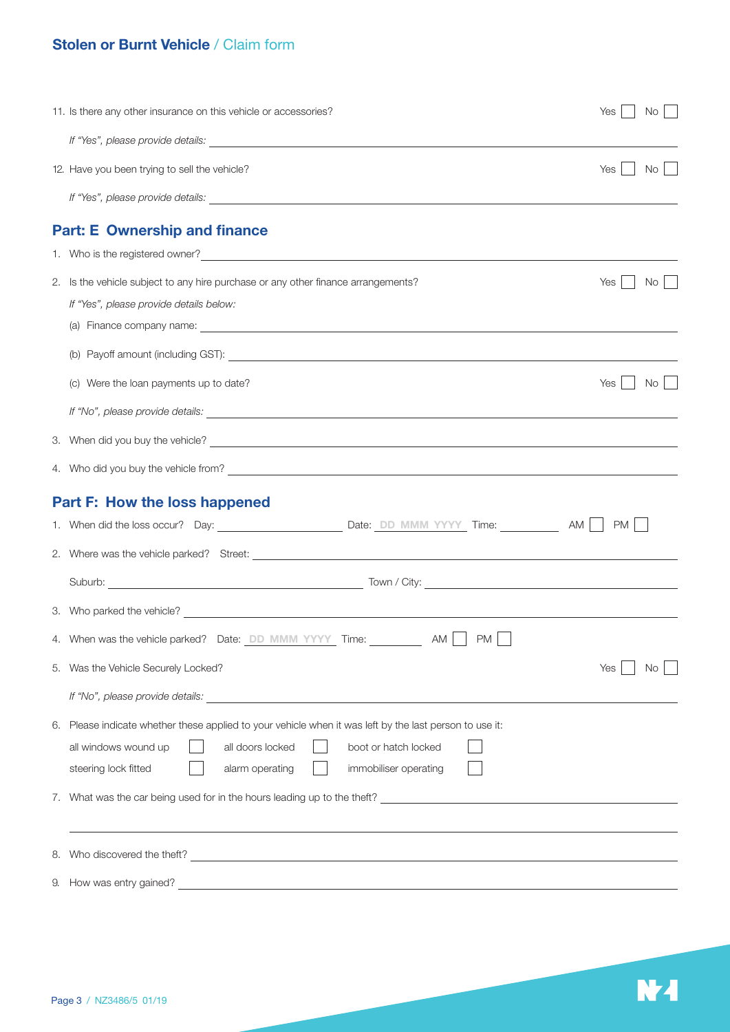11. Is there any other insurance on this vehicle or accessories? Yes ☐ No ☐

*If "Yes", please provide details:* ____________________

12. Have you been trying to sell the vehicle? Yes ☐ No ☐

*If "Yes", please provide details:* ____________________

## Part: E Ownership and finance

1. Who is the registered owner? ____________________

2. Is the vehicle subject to any hire purchase or any other finance arrangements? Yes ☐ No ☐

*If "Yes", please provide details below:*

(a) Finance company name: ____________________

(b) Payoff amount (including GST): ____________________

(c) Were the loan payments up to date? Yes ☐ No ☐

*If "No", please provide details:* ____________________

3. When did you buy the vehicle? ____________________

4. Who did you buy the vehicle from? ____________________

## Part F: How the loss happened

1. When did the loss occur? Day: __________ Date: DD MMM YYYY Time: __________ AM ☐ PM ☐

2. Where was the vehicle parked? Street: ____________________

Suburb: ____________________ Town / City: ____________________

3. Who parked the vehicle? ____________________

4. When was the vehicle parked? Date: DD MMM YYYY Time: __________ AM ☐ PM ☐

5. Was the Vehicle Securely Locked? Yes ☐ No ☐

*If "No", please provide details:* ____________________

6. Please indicate whether these applied to your vehicle when it was left by the last person to use it:

| | | | | | |
|---|---|---|---|---|---|
| all windows wound up | ☐ | all doors locked | ☐ | boot or hatch locked | ☐ |
| steering lock fitted | ☐ | alarm operating | ☐ | immobiliser operating | ☐ |

7. What was the car being used for in the hours leading up to the theft? ____________________

____________________

8. Who discovered the theft? ____________________

9. How was entry gained? ____________________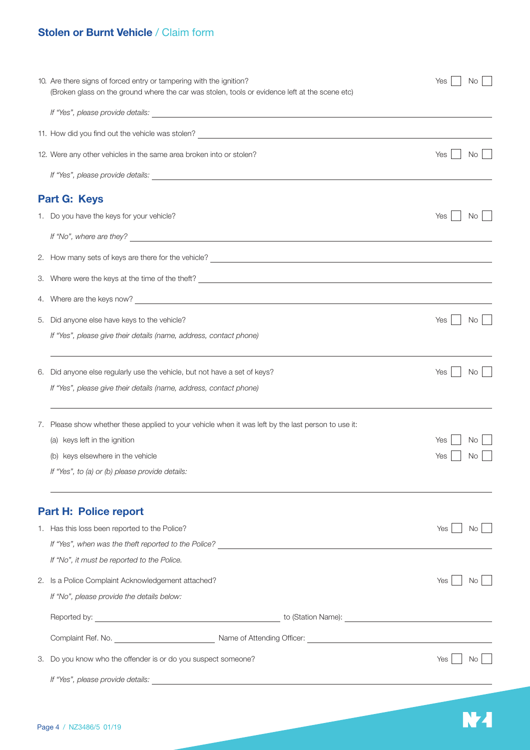10. Are there signs of forced entry or tampering with the ignition? Yes ☐ No ☐
    (Broken glass on the ground where the car was stolen, tools or evidence left at the scene etc)

    *If "Yes", please provide details:* ______________________________

11. How did you find out the vehicle was stolen? ______________________________

12. Were any other vehicles in the same area broken into or stolen? Yes ☐ No ☐

    *If "Yes", please provide details:* ______________________________

## Part G: Keys

1. Do you have the keys for your vehicle? Yes ☐ No ☐

   *If "No", where are they?* ______________________________

2. How many sets of keys are there for the vehicle? ______________________________

3. Where were the keys at the time of the theft? ______________________________

4. Where are the keys now? ______________________________

5. Did anyone else have keys to the vehicle? Yes ☐ No ☐

   *If "Yes", please give their details (name, address, contact phone)*

   ______________________________

6. Did anyone else regularly use the vehicle, but not have a set of keys? Yes ☐ No ☐

   *If "Yes", please give their details (name, address, contact phone)*

   ______________________________

7. Please show whether these applied to your vehicle when it was left by the last person to use it:

   (a) keys left in the ignition Yes ☐ No ☐

   (b) keys elsewhere in the vehicle Yes ☐ No ☐

   *If "Yes", to (a) or (b) please provide details:*

   ______________________________

## Part H: Police report

1. Has this loss been reported to the Police? Yes ☐ No ☐

   *If "Yes", when was the theft reported to the Police?* ______________________________

   *If "No", it must be reported to the Police.*

2. Is a Police Complaint Acknowledgement attached? Yes ☐ No ☐

   *If "No", please provide the details below:*

   Reported by: ______________________________ to (Station Name): ______________________________

   Complaint Ref. No. ______________________________ Name of Attending Officer: ______________________________

3. Do you know who the offender is or do you suspect someone? Yes ☐ No ☐

   *If "Yes", please provide details:* ______________________________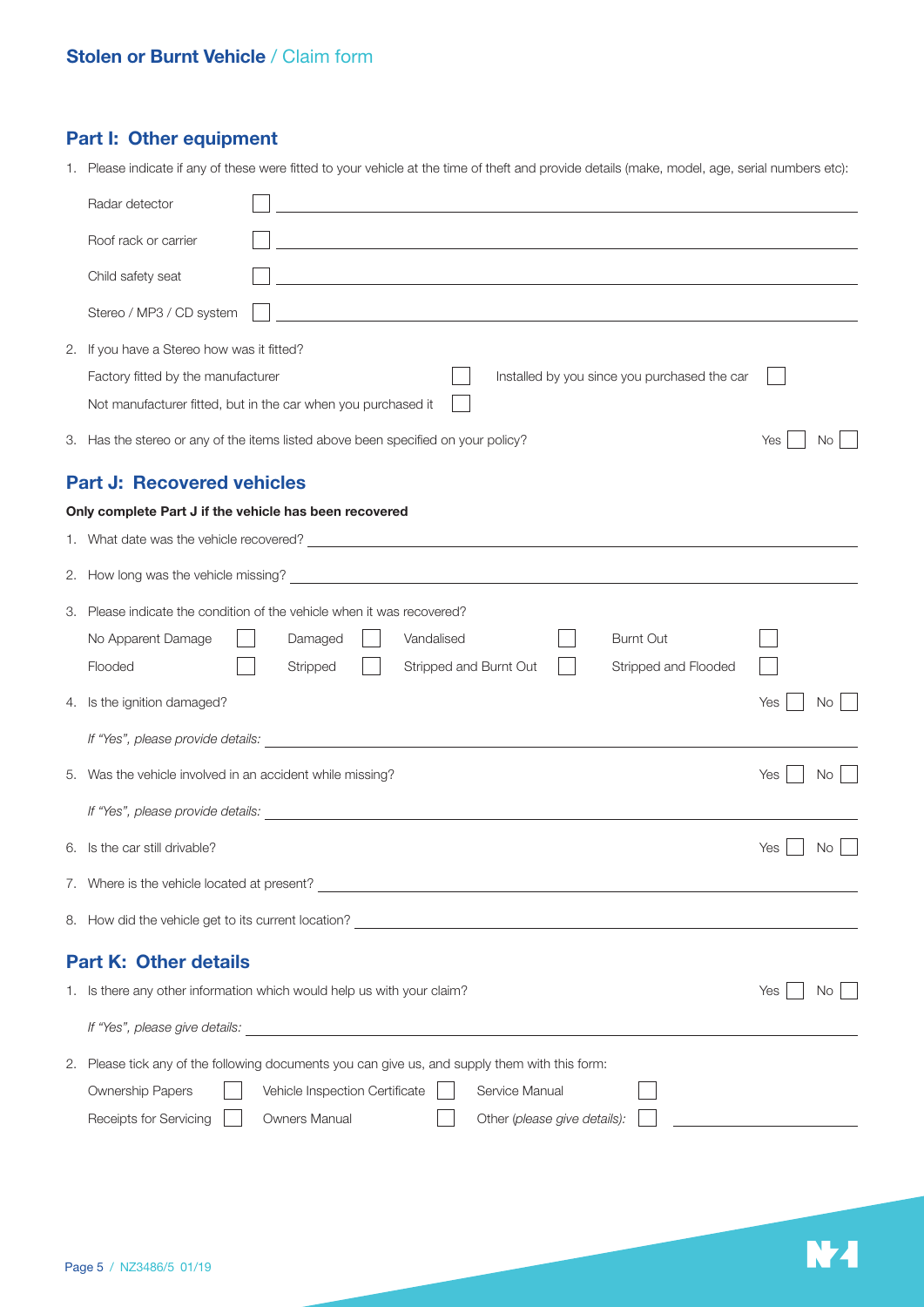## Part I: Other equipment

1. Please indicate if any of these were fitted to your vehicle at the time of theft and provide details (make, model, age, serial numbers etc):

   Radar detector ☐ ______________________

   Roof rack or carrier ☐ ______________________

   Child safety seat ☐ ______________________

   Stereo / MP3 / CD system ☐ ______________________

2. If you have a Stereo how was it fitted?

   Factory fitted by the manufacturer ☐ Installed by you since you purchased the car ☐

   Not manufacturer fitted, but in the car when you purchased it ☐

3. Has the stereo or any of the items listed above been specified on your policy? Yes ☐ No ☐

## Part J: Recovered vehicles

**Only complete Part J if the vehicle has been recovered**

1. What date was the vehicle recovered? ______________________

2. How long was the vehicle missing? ______________________

3. Please indicate the condition of the vehicle when it was recovered?

   No Apparent Damage ☐ Damaged ☐ Vandalised ☐ Burnt Out ☐

   Flooded ☐ Stripped ☐ Stripped and Burnt Out ☐ Stripped and Flooded ☐

4. Is the ignition damaged? Yes ☐ No ☐

   *If "Yes", please provide details:* ______________________

5. Was the vehicle involved in an accident while missing? Yes ☐ No ☐

   *If "Yes", please provide details:* ______________________

6. Is the car still drivable? Yes ☐ No ☐

7. Where is the vehicle located at present? ______________________

8. How did the vehicle get to its current location? ______________________

## Part K: Other details

1. Is there any other information which would help us with your claim? Yes ☐ No ☐

   *If "Yes", please give details:* ______________________

2. Please tick any of the following documents you can give us, and supply them with this form:

   Ownership Papers ☐ Vehicle Inspection Certificate ☐ Service Manual ☐

   Receipts for Servicing ☐ Owners Manual ☐ Other (*please give details):* ☐ ______________________

NZ3486/5 01/19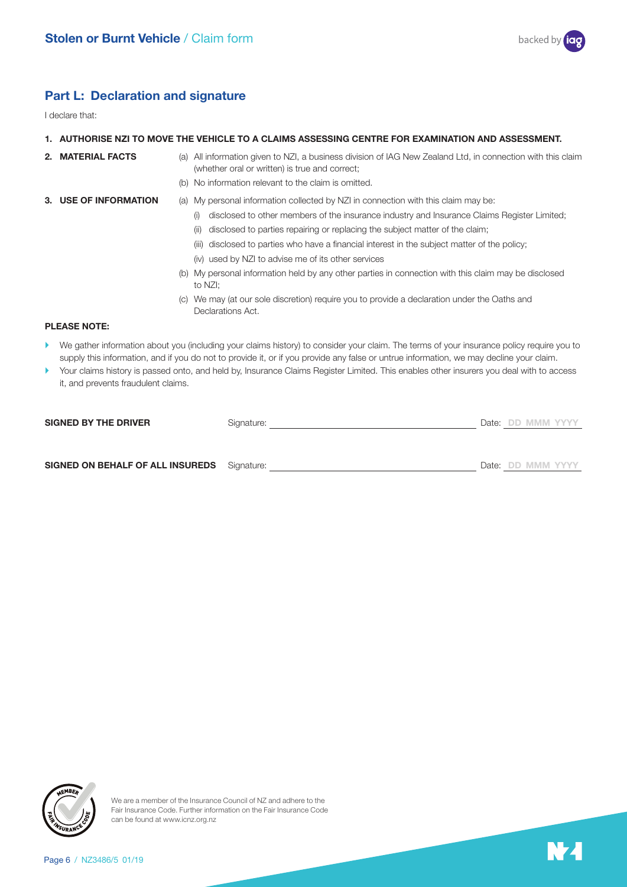## Part L: Declaration and signature

I declare that:

**1. AUTHORISE NZI TO MOVE THE VEHICLE TO A CLAIMS ASSESSING CENTRE FOR EXAMINATION AND ASSESSMENT.**

**2. MATERIAL FACTS**

(a) All information given to NZI, a business division of IAG New Zealand Ltd, in connection with this claim (whether oral or written) is true and correct;

(b) No information relevant to the claim is omitted.

**3. USE OF INFORMATION**

(a) My personal information collected by NZI in connection with this claim may be:

(i) disclosed to other members of the insurance industry and Insurance Claims Register Limited;

(ii) disclosed to parties repairing or replacing the subject matter of the claim;

(iii) disclosed to parties who have a financial interest in the subject matter of the policy;

(iv) used by NZI to advise me of its other services

(b) My personal information held by any other parties in connection with this claim may be disclosed to NZI;

(c) We may (at our sole discretion) require you to provide a declaration under the Oaths and Declarations Act.

**PLEASE NOTE:**

- We gather information about you (including your claims history) to consider your claim. The terms of your insurance policy require you to supply this information, and if you do not to provide it, or if you provide any false or untrue information, we may decline your claim.
- Your claims history is passed onto, and held by, Insurance Claims Register Limited. This enables other insurers you deal with to access it, and prevents fraudulent claims.

**SIGNED BY THE DRIVER** Signature: \_\_\_\_\_\_\_\_\_\_\_\_\_\_\_\_\_\_\_\_ Date: DD MMM YYYY

**SIGNED ON BEHALF OF ALL INSUREDS** Signature: \_\_\_\_\_\_\_\_\_\_\_\_\_\_\_\_\_\_\_\_ Date: DD MMM YYYY

We are a member of the Insurance Council of NZ and adhere to the Fair Insurance Code. Further information on the Fair Insurance Code can be found at www.icnz.org.nz

NZ3486/5 01/19